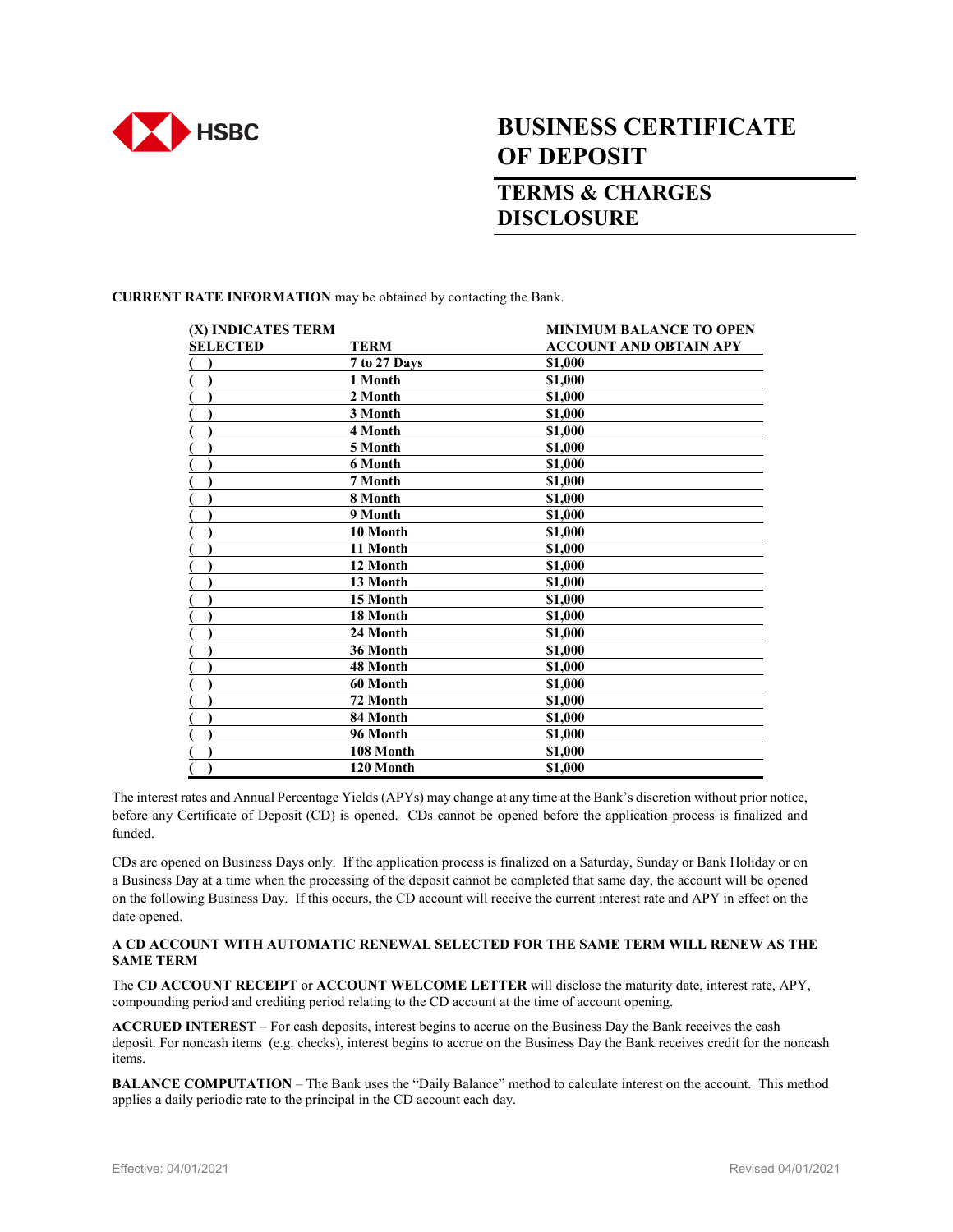HSBC

# BUSINESS CERTIFICATE OF DEPOSIT

## TERMS & CHARGES DISCLOSURE

**CURRENT RATE INFORMATION** may be obtained by contacting the Bank.

| (X) INDICATES TERM SELECTED | TERM | MINIMUM BALANCE TO OPEN ACCOUNT AND OBTAIN APY |
|---|---|---|
| ( ) | 7 to 27 Days | $1,000 |
| ( ) | 1 Month | $1,000 |
| ( ) | 2 Month | $1,000 |
| ( ) | 3 Month | $1,000 |
| ( ) | 4 Month | $1,000 |
| ( ) | 5 Month | $1,000 |
| ( ) | 6 Month | $1,000 |
| ( ) | 7 Month | $1,000 |
| ( ) | 8 Month | $1,000 |
| ( ) | 9 Month | $1,000 |
| ( ) | 10 Month | $1,000 |
| ( ) | 11 Month | $1,000 |
| ( ) | 12 Month | $1,000 |
| ( ) | 13 Month | $1,000 |
| ( ) | 15 Month | $1,000 |
| ( ) | 18 Month | $1,000 |
| ( ) | 24 Month | $1,000 |
| ( ) | 36 Month | $1,000 |
| ( ) | 48 Month | $1,000 |
| ( ) | 60 Month | $1,000 |
| ( ) | 72 Month | $1,000 |
| ( ) | 84 Month | $1,000 |
| ( ) | 96 Month | $1,000 |
| ( ) | 108 Month | $1,000 |
| ( ) | 120 Month | $1,000 |

The interest rates and Annual Percentage Yields (APYs) may change at any time at the Bank's discretion without prior notice, before any Certificate of Deposit (CD) is opened. CDs cannot be opened before the application process is finalized and funded.

CDs are opened on Business Days only. If the application process is finalized on a Saturday, Sunday or Bank Holiday or on a Business Day at a time when the processing of the deposit cannot be completed that same day, the account will be opened on the following Business Day. If this occurs, the CD account will receive the current interest rate and APY in effect on the date opened.

**A CD ACCOUNT WITH AUTOMATIC RENEWAL SELECTED FOR THE SAME TERM WILL RENEW AS THE SAME TERM**

The **CD ACCOUNT RECEIPT** or **ACCOUNT WELCOME LETTER** will disclose the maturity date, interest rate, APY, compounding period and crediting period relating to the CD account at the time of account opening.

**ACCRUED INTEREST** – For cash deposits, interest begins to accrue on the Business Day the Bank receives the cash deposit. For noncash items (e.g. checks), interest begins to accrue on the Business Day the Bank receives credit for the noncash items.

**BALANCE COMPUTATION** – The Bank uses the "Daily Balance" method to calculate interest on the account. This method applies a daily periodic rate to the principal in the CD account each day.

Effective: 04/01/2021 Revised 04/01/2021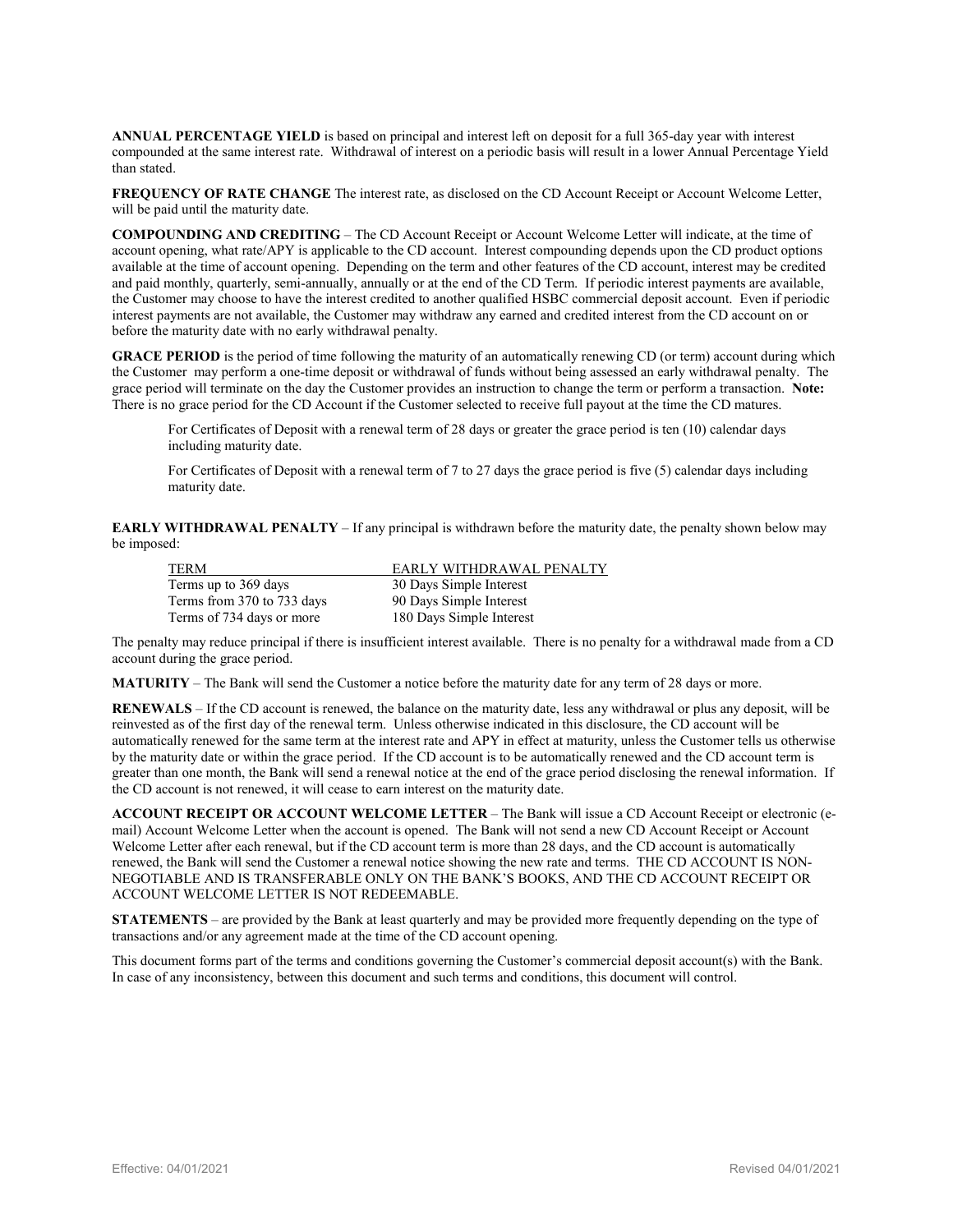**ANNUAL PERCENTAGE YIELD** is based on principal and interest left on deposit for a full 365-day year with interest compounded at the same interest rate. Withdrawal of interest on a periodic basis will result in a lower Annual Percentage Yield than stated.

**FREQUENCY OF RATE CHANGE** The interest rate, as disclosed on the CD Account Receipt or Account Welcome Letter, will be paid until the maturity date.

**COMPOUNDING AND CREDITING** – The CD Account Receipt or Account Welcome Letter will indicate, at the time of account opening, what rate/APY is applicable to the CD account. Interest compounding depends upon the CD product options available at the time of account opening. Depending on the term and other features of the CD account, interest may be credited and paid monthly, quarterly, semi-annually, annually or at the end of the CD Term. If periodic interest payments are available, the Customer may choose to have the interest credited to another qualified HSBC commercial deposit account. Even if periodic interest payments are not available, the Customer may withdraw any earned and credited interest from the CD account on or before the maturity date with no early withdrawal penalty.

**GRACE PERIOD** is the period of time following the maturity of an automatically renewing CD (or term) account during which the Customer may perform a one-time deposit or withdrawal of funds without being assessed an early withdrawal penalty. The grace period will terminate on the day the Customer provides an instruction to change the term or perform a transaction. **Note:** There is no grace period for the CD Account if the Customer selected to receive full payout at the time the CD matures.

For Certificates of Deposit with a renewal term of 28 days or greater the grace period is ten (10) calendar days including maturity date.

For Certificates of Deposit with a renewal term of 7 to 27 days the grace period is five (5) calendar days including maturity date.

**EARLY WITHDRAWAL PENALTY** – If any principal is withdrawn before the maturity date, the penalty shown below may be imposed:

| TERM | EARLY WITHDRAWAL PENALTY |
|---|---|
| Terms up to 369 days | 30 Days Simple Interest |
| Terms from 370 to 733 days | 90 Days Simple Interest |
| Terms of 734 days or more | 180 Days Simple Interest |

The penalty may reduce principal if there is insufficient interest available. There is no penalty for a withdrawal made from a CD account during the grace period.

**MATURITY** – The Bank will send the Customer a notice before the maturity date for any term of 28 days or more.

**RENEWALS** – If the CD account is renewed, the balance on the maturity date, less any withdrawal or plus any deposit, will be reinvested as of the first day of the renewal term. Unless otherwise indicated in this disclosure, the CD account will be automatically renewed for the same term at the interest rate and APY in effect at maturity, unless the Customer tells us otherwise by the maturity date or within the grace period. If the CD account is to be automatically renewed and the CD account term is greater than one month, the Bank will send a renewal notice at the end of the grace period disclosing the renewal information. If the CD account is not renewed, it will cease to earn interest on the maturity date.

**ACCOUNT RECEIPT OR ACCOUNT WELCOME LETTER** – The Bank will issue a CD Account Receipt or electronic (e-mail) Account Welcome Letter when the account is opened. The Bank will not send a new CD Account Receipt or Account Welcome Letter after each renewal, but if the CD account term is more than 28 days, and the CD account is automatically renewed, the Bank will send the Customer a renewal notice showing the new rate and terms. THE CD ACCOUNT IS NON-NEGOTIABLE AND IS TRANSFERABLE ONLY ON THE BANK'S BOOKS, AND THE CD ACCOUNT RECEIPT OR ACCOUNT WELCOME LETTER IS NOT REDEEMABLE.

**STATEMENTS** – are provided by the Bank at least quarterly and may be provided more frequently depending on the type of transactions and/or any agreement made at the time of the CD account opening.

This document forms part of the terms and conditions governing the Customer's commercial deposit account(s) with the Bank. In case of any inconsistency, between this document and such terms and conditions, this document will control.

Effective: 04/01/2021 Revised 04/01/2021